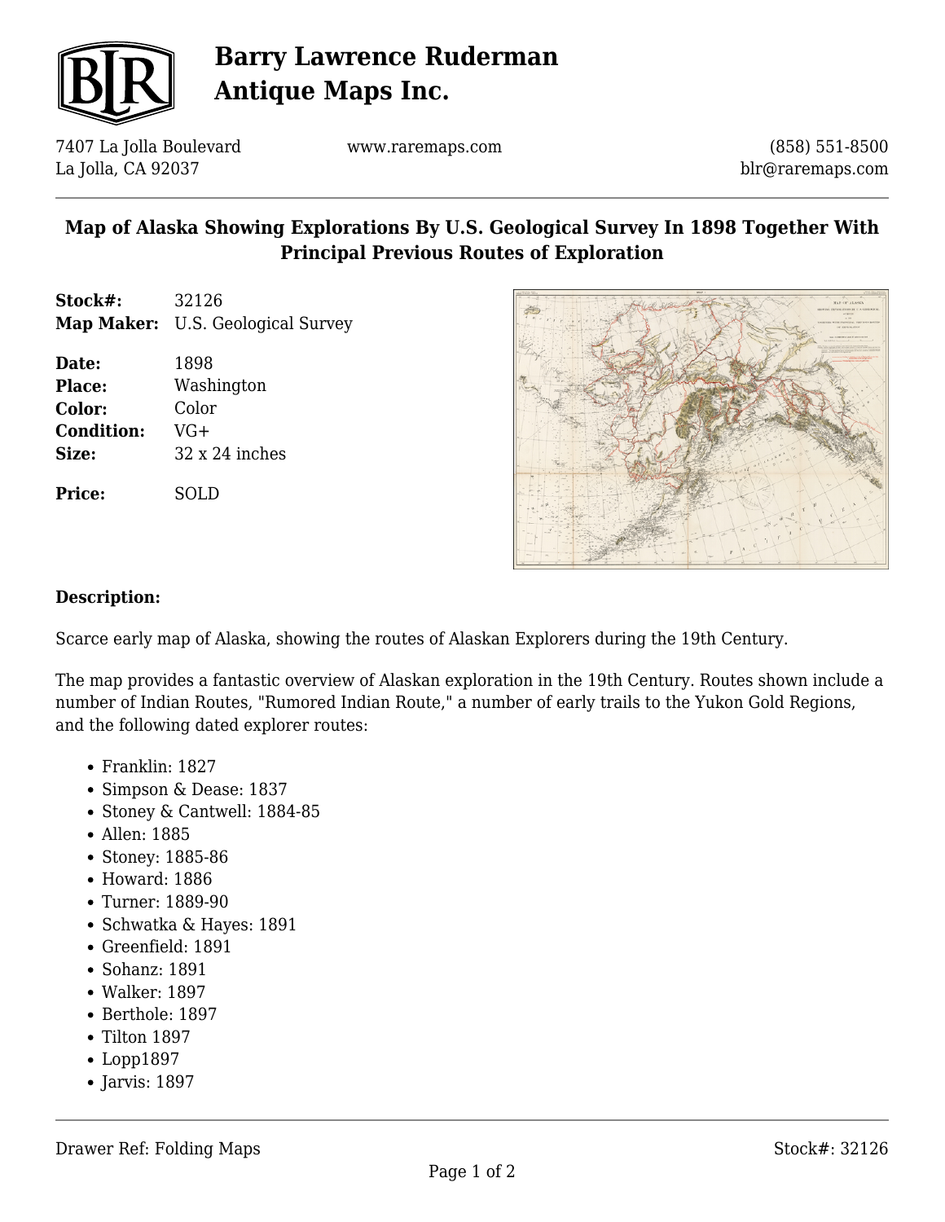# Barry Lawrence Ruderman Antique Maps Inc.

7407 La Jolla Boulevard
La Jolla, CA 92037

www.raremaps.com

(858) 551-8500
blr@raremaps.com

## Map of Alaska Showing Explorations By U.S. Geological Survey In 1898 Together With Principal Previous Routes of Exploration

**Stock#:** 32126
**Map Maker:** U.S. Geological Survey

**Date:** 1898
**Place:** Washington
**Color:** Color
**Condition:** VG+
**Size:** 32 x 24 inches

**Price:** SOLD

### Description:

Scarce early map of Alaska, showing the routes of Alaskan Explorers during the 19th Century.

The map provides a fantastic overview of Alaskan exploration in the 19th Century. Routes shown include a number of Indian Routes, "Rumored Indian Route," a number of early trails to the Yukon Gold Regions, and the following dated explorer routes:

- Franklin: 1827
- Simpson & Dease: 1837
- Stoney & Cantwell: 1884-85
- Allen: 1885
- Stoney: 1885-86
- Howard: 1886
- Turner: 1889-90
- Schwatka & Hayes: 1891
- Greenfield: 1891
- Sohanz: 1891
- Walker: 1897
- Berthole: 1897
- Tilton 1897
- Lopp1897
- Jarvis: 1897

Drawer Ref: Folding Maps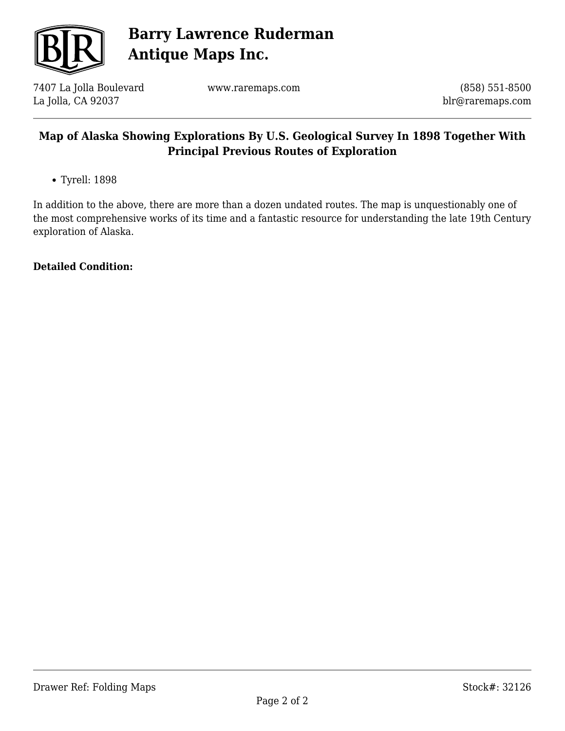**Map of Alaska Showing Explorations By U.S. Geological Survey In 1898 Together With Principal Previous Routes of Exploration**

- Tyrell: 1898

In addition to the above, there are more than a dozen undated routes. The map is unquestionably one of the most comprehensive works of its time and a fantastic resource for understanding the late 19th Century exploration of Alaska.

**Detailed Condition:**